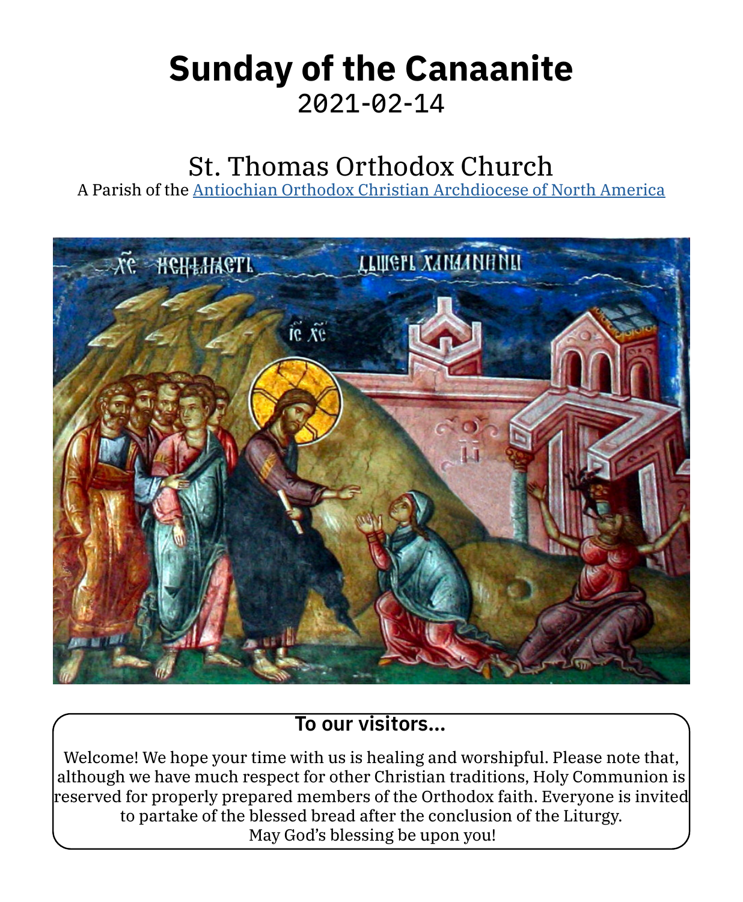# Sunday of the Canaanite

2021-02-14

## St. Thomas Orthodox Church

A Parish of the [Antiochian Orthodox Christian Archdiocese of North America]

### To our visitors...

Welcome! We hope your time with us is healing and worshipful. Please note that, although we have much respect for other Christian traditions, Holy Communion is reserved for properly prepared members of the Orthodox faith. Everyone is invited to partake of the blessed bread after the conclusion of the Liturgy.
May God's blessing be upon you!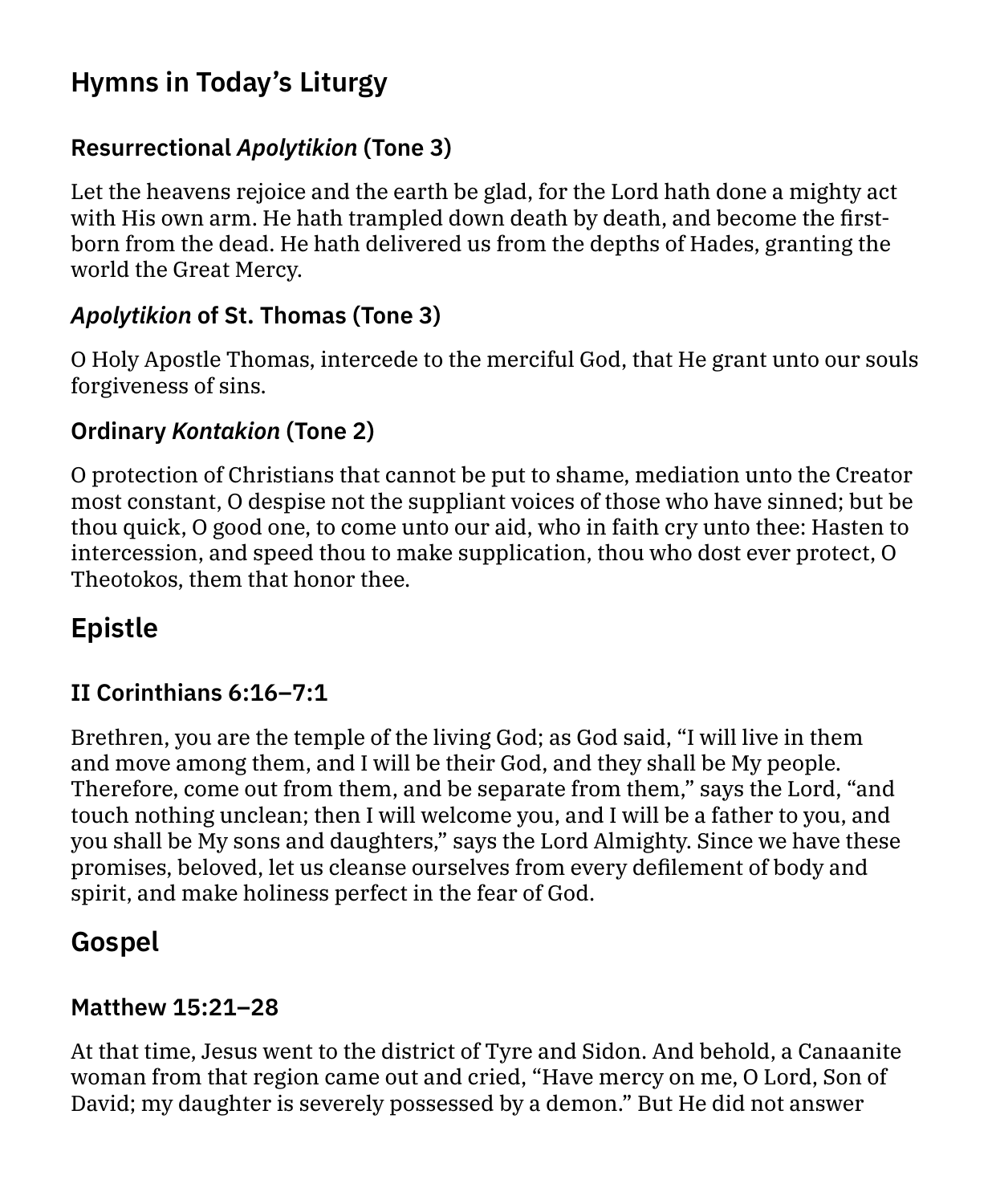## Hymns in Today's Liturgy

### Resurrectional *Apolytikion* (Tone 3)

Let the heavens rejoice and the earth be glad, for the Lord hath done a mighty act with His own arm. He hath trampled down death by death, and become the first-born from the dead. He hath delivered us from the depths of Hades, granting the world the Great Mercy.

### *Apolytikion* of St. Thomas (Tone 3)

O Holy Apostle Thomas, intercede to the merciful God, that He grant unto our souls forgiveness of sins.

### Ordinary *Kontakion* (Tone 2)

O protection of Christians that cannot be put to shame, mediation unto the Creator most constant, O despise not the suppliant voices of those who have sinned; but be thou quick, O good one, to come unto our aid, who in faith cry unto thee: Hasten to intercession, and speed thou to make supplication, thou who dost ever protect, O Theotokos, them that honor thee.

## Epistle

### II Corinthians 6:16–7:1

Brethren, you are the temple of the living God; as God said, "I will live in them and move among them, and I will be their God, and they shall be My people. Therefore, come out from them, and be separate from them," says the Lord, "and touch nothing unclean; then I will welcome you, and I will be a father to you, and you shall be My sons and daughters," says the Lord Almighty. Since we have these promises, beloved, let us cleanse ourselves from every defilement of body and spirit, and make holiness perfect in the fear of God.

## Gospel

### Matthew 15:21–28

At that time, Jesus went to the district of Tyre and Sidon. And behold, a Canaanite woman from that region came out and cried, "Have mercy on me, O Lord, Son of David; my daughter is severely possessed by a demon." But He did not answer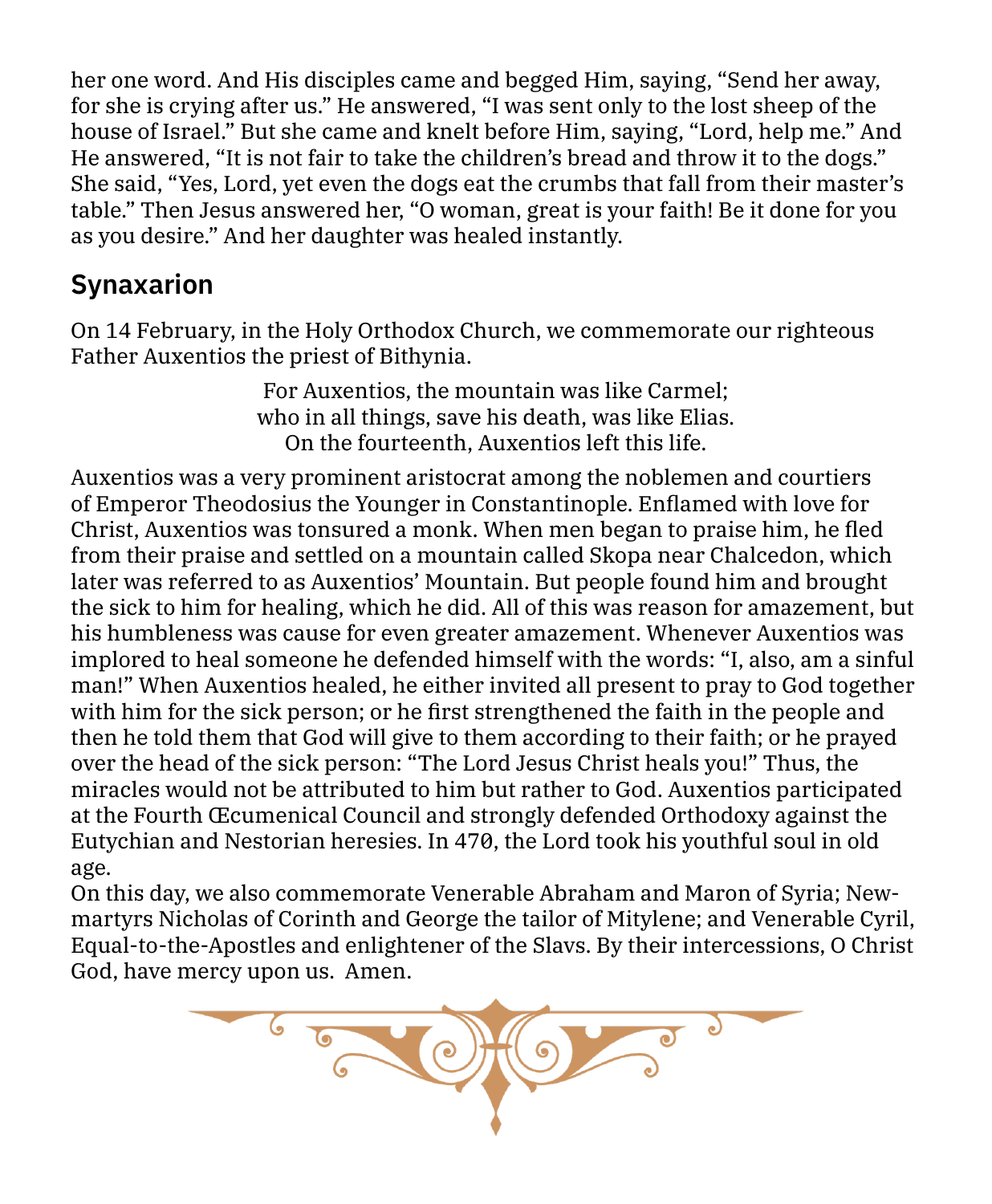her one word. And His disciples came and begged Him, saying, "Send her away, for she is crying after us." He answered, "I was sent only to the lost sheep of the house of Israel." But she came and knelt before Him, saying, "Lord, help me." And He answered, "It is not fair to take the children's bread and throw it to the dogs." She said, "Yes, Lord, yet even the dogs eat the crumbs that fall from their master's table." Then Jesus answered her, "O woman, great is your faith! Be it done for you as you desire." And her daughter was healed instantly.

## Synaxarion

On 14 February, in the Holy Orthodox Church, we commemorate our righteous Father Auxentios the priest of Bithynia.

For Auxentios, the mountain was like Carmel;
who in all things, save his death, was like Elias.
On the fourteenth, Auxentios left this life.

Auxentios was a very prominent aristocrat among the noblemen and courtiers of Emperor Theodosius the Younger in Constantinople. Enflamed with love for Christ, Auxentios was tonsured a monk. When men began to praise him, he fled from their praise and settled on a mountain called Skopa near Chalcedon, which later was referred to as Auxentios' Mountain. But people found him and brought the sick to him for healing, which he did. All of this was reason for amazement, but his humbleness was cause for even greater amazement. Whenever Auxentios was implored to heal someone he defended himself with the words: "I, also, am a sinful man!" When Auxentios healed, he either invited all present to pray to God together with him for the sick person; or he first strengthened the faith in the people and then he told them that God will give to them according to their faith; or he prayed over the head of the sick person: "The Lord Jesus Christ heals you!" Thus, the miracles would not be attributed to him but rather to God. Auxentios participated at the Fourth Œcumenical Council and strongly defended Orthodoxy against the Eutychian and Nestorian heresies. In 470, the Lord took his youthful soul in old age.

On this day, we also commemorate Venerable Abraham and Maron of Syria; New-martyrs Nicholas of Corinth and George the tailor of Mitylene; and Venerable Cyril, Equal-to-the-Apostles and enlightener of the Slavs. By their intercessions, O Christ God, have mercy upon us. Amen.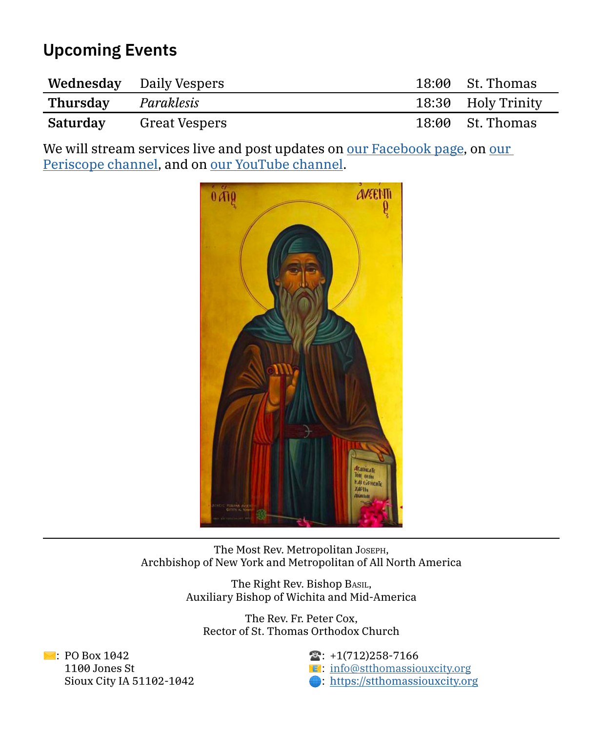## Upcoming Events

| | | | |
|---|---|---|---|
| **Wednesday** | Daily Vespers | 18:00 | St. Thomas |
| **Thursday** | *Paraklesis* | 18:30 | Holy Trinity |
| **Saturday** | Great Vespers | 18:00 | St. Thomas |

We will stream services live and post updates on our Facebook page, on our Periscope channel, and on our YouTube channel.

---

The Most Rev. Metropolitan Joseph,
Archbishop of New York and Metropolitan of All North America

The Right Rev. Bishop Basil,
Auxiliary Bishop of Wichita and Mid-America

The Rev. Fr. Peter Cox,
Rector of St. Thomas Orthodox Church

✉️: PO Box 1042
1100 Jones St
Sioux City IA 51102-1042

☎️: +1(712)258-7166
📧: info@stthomassiouxcity.org
🌐: https://stthomassiouxcity.org